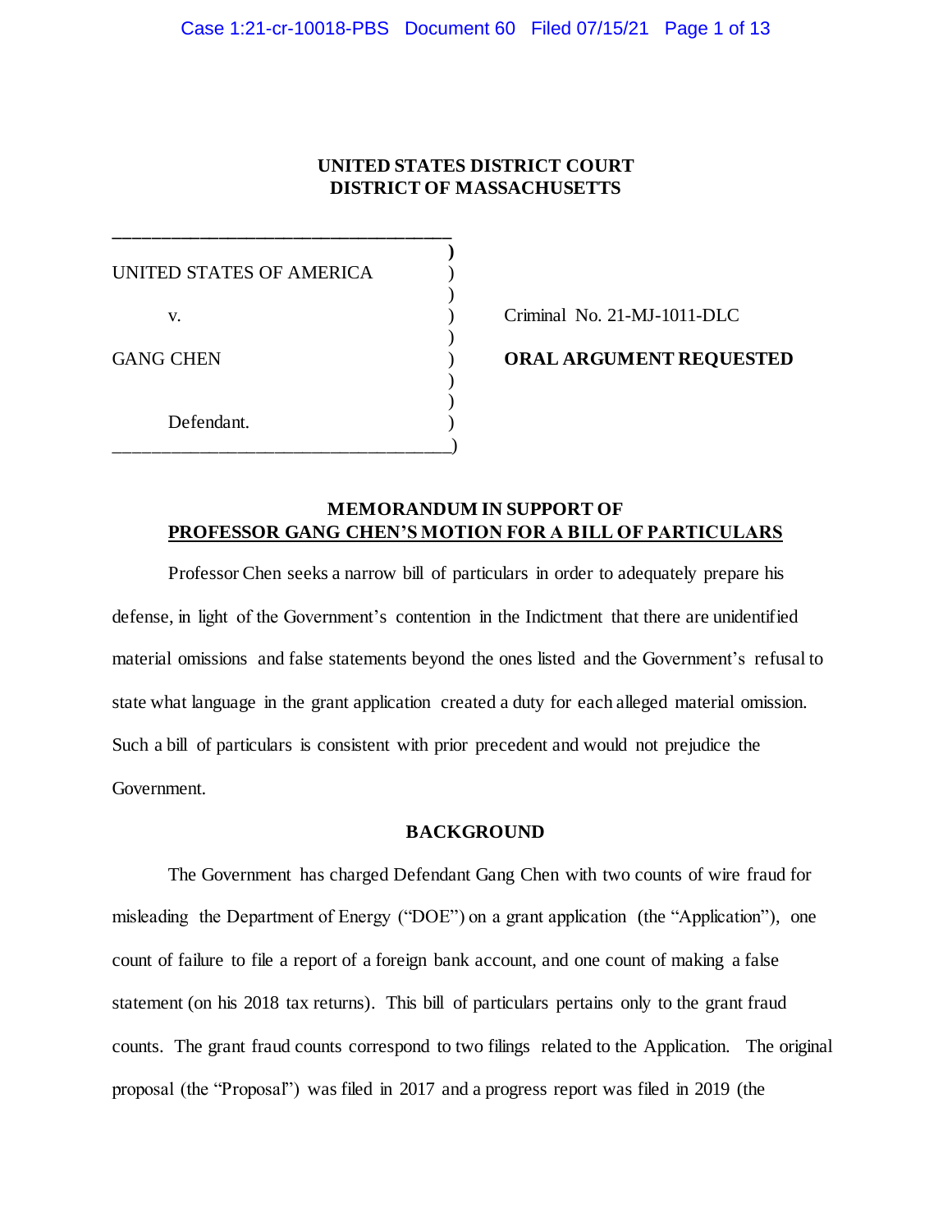**UNITED STATES DISTRICT COURT**
**DISTRICT OF MASSACHUSETTS**

| | | |
|---|---|---|
| UNITED STATES OF AMERICA | ) | |
| v. | ) | Criminal No. 21-MJ-1011-DLC |
| GANG CHEN | ) | **ORAL ARGUMENT REQUESTED** |
| Defendant. | ) | |

**MEMORANDUM IN SUPPORT OF**
**PROFESSOR GANG CHEN'S MOTION FOR A BILL OF PARTICULARS**

Professor Chen seeks a narrow bill of particulars in order to adequately prepare his defense, in light of the Government's contention in the Indictment that there are unidentified material omissions and false statements beyond the ones listed and the Government's refusal to state what language in the grant application created a duty for each alleged material omission. Such a bill of particulars is consistent with prior precedent and would not prejudice the Government.

**BACKGROUND**

The Government has charged Defendant Gang Chen with two counts of wire fraud for misleading the Department of Energy ("DOE") on a grant application (the "Application"), one count of failure to file a report of a foreign bank account, and one count of making a false statement (on his 2018 tax returns). This bill of particulars pertains only to the grant fraud counts. The grant fraud counts correspond to two filings related to the Application. The original proposal (the "Proposal") was filed in 2017 and a progress report was filed in 2019 (the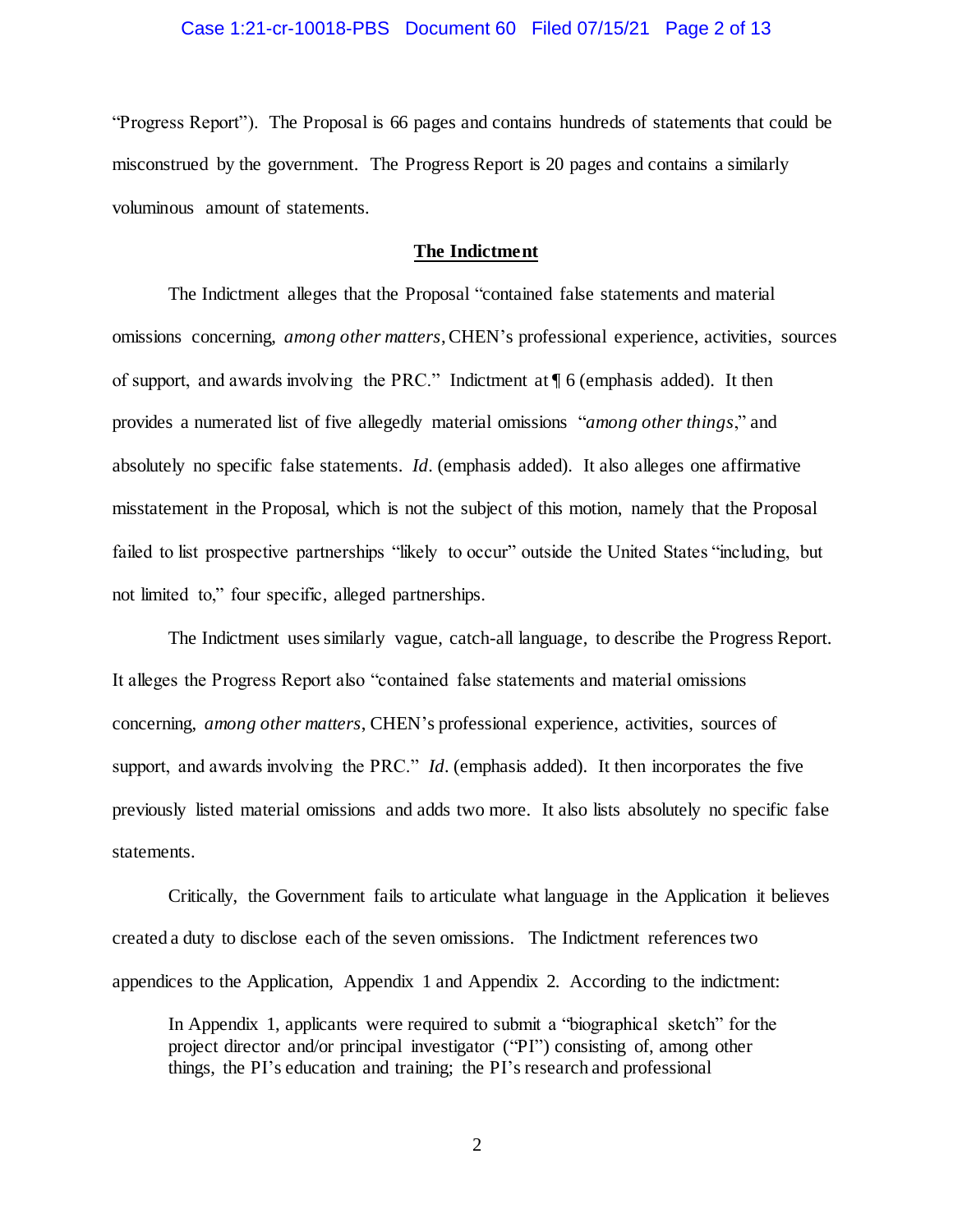"Progress Report"). The Proposal is 66 pages and contains hundreds of statements that could be misconstrued by the government. The Progress Report is 20 pages and contains a similarly voluminous amount of statements.

**The Indictment**

The Indictment alleges that the Proposal "contained false statements and material omissions concerning, *among other matters*, CHEN's professional experience, activities, sources of support, and awards involving the PRC." Indictment at ¶ 6 (emphasis added). It then provides a numerated list of five allegedly material omissions "*among other things*," and absolutely no specific false statements. *Id*. (emphasis added). It also alleges one affirmative misstatement in the Proposal, which is not the subject of this motion, namely that the Proposal failed to list prospective partnerships "likely to occur" outside the United States "including, but not limited to," four specific, alleged partnerships.

The Indictment uses similarly vague, catch-all language, to describe the Progress Report. It alleges the Progress Report also "contained false statements and material omissions concerning, *among other matters*, CHEN's professional experience, activities, sources of support, and awards involving the PRC." *Id*. (emphasis added). It then incorporates the five previously listed material omissions and adds two more. It also lists absolutely no specific false statements.

Critically, the Government fails to articulate what language in the Application it believes created a duty to disclose each of the seven omissions. The Indictment references two appendices to the Application, Appendix 1 and Appendix 2. According to the indictment:

> In Appendix 1, applicants were required to submit a "biographical sketch" for the project director and/or principal investigator ("PI") consisting of, among other things, the PI's education and training; the PI's research and professional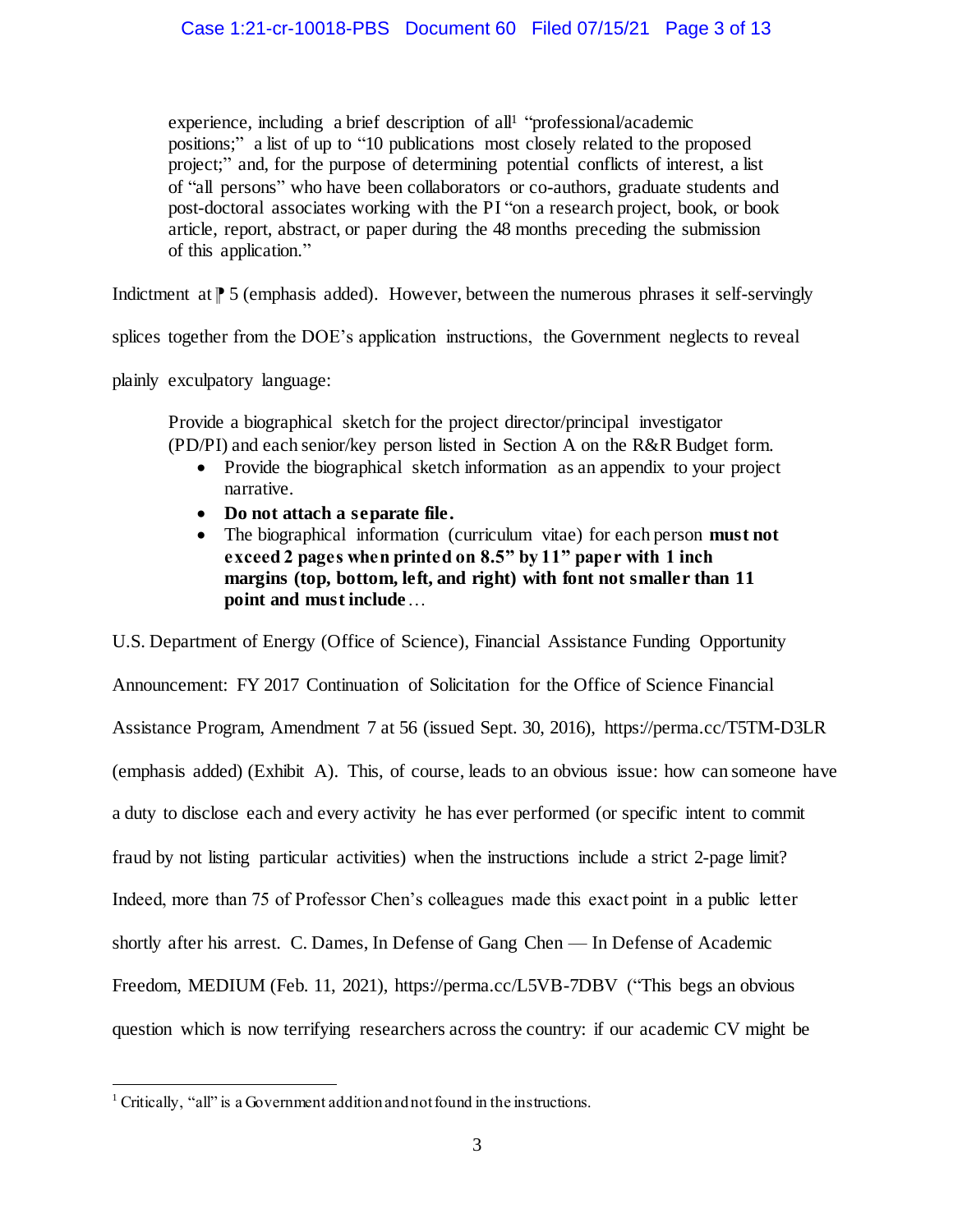> experience, including a brief description of all[1] "professional/academic positions;" a list of up to "10 publications most closely related to the proposed project;" and, for the purpose of determining potential conflicts of interest, a list of "all persons" who have been collaborators or co-authors, graduate students and post-doctoral associates working with the PI "on a research project, book, or book article, report, abstract, or paper during the 48 months preceding the submission of this application."

Indictment at ⁋ 5 (emphasis added). However, between the numerous phrases it self-servingly splices together from the DOE's application instructions, the Government neglects to reveal plainly exculpatory language:

> Provide a biographical sketch for the project director/principal investigator (PD/PI) and each senior/key person listed in Section A on the R&R Budget form.
>
> - Provide the biographical sketch information as an appendix to your project narrative.
> - **Do not attach a separate file.**
> - The biographical information (curriculum vitae) for each person **must not exceed 2 pages when printed on 8.5" by 11" paper with 1 inch margins (top, bottom, left, and right) with font not smaller than 11 point and must include**…

U.S. Department of Energy (Office of Science), Financial Assistance Funding Opportunity Announcement: FY 2017 Continuation of Solicitation for the Office of Science Financial Assistance Program, Amendment 7 at 56 (issued Sept. 30, 2016), https://perma.cc/T5TM-D3LR (emphasis added) (Exhibit A). This, of course, leads to an obvious issue: how can someone have a duty to disclose each and every activity he has ever performed (or specific intent to commit fraud by not listing particular activities) when the instructions include a strict 2-page limit? Indeed, more than 75 of Professor Chen's colleagues made this exact point in a public letter shortly after his arrest. C. Dames, In Defense of Gang Chen — In Defense of Academic Freedom, MEDIUM (Feb. 11, 2021), https://perma.cc/L5VB-7DBV ("This begs an obvious question which is now terrifying researchers across the country: if our academic CV might be

---

[1] Critically, "all" is a Government addition and not found in the instructions.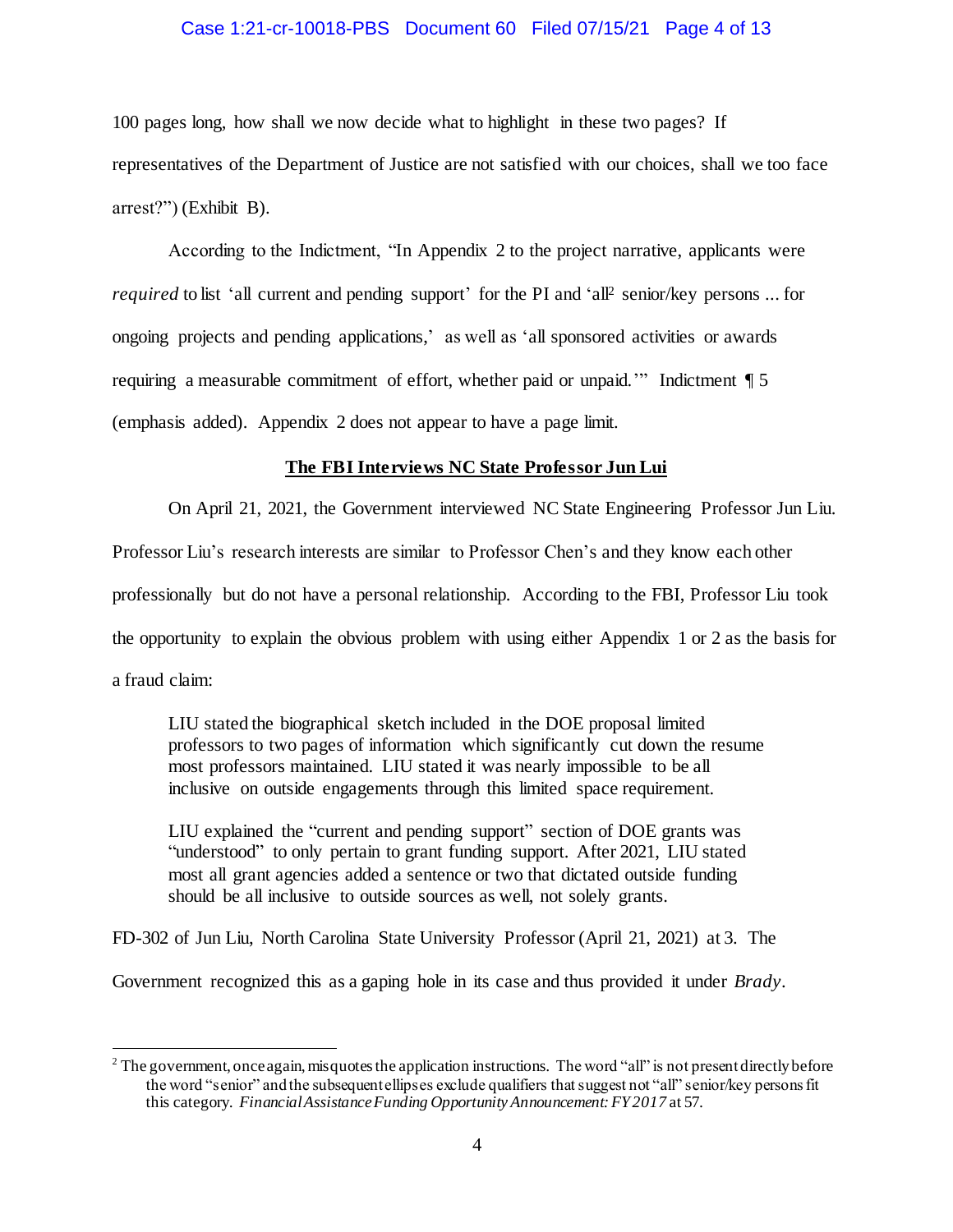100 pages long, how shall we now decide what to highlight in these two pages? If representatives of the Department of Justice are not satisfied with our choices, shall we too face arrest?") (Exhibit B).

According to the Indictment, "In Appendix 2 to the project narrative, applicants were *required* to list 'all current and pending support' for the PI and 'all[2] senior/key persons ... for ongoing projects and pending applications,' as well as 'all sponsored activities or awards requiring a measurable commitment of effort, whether paid or unpaid.'" Indictment ¶ 5 (emphasis added). Appendix 2 does not appear to have a page limit.

**<u>The FBI Interviews NC State Professor Jun Lui</u>**

On April 21, 2021, the Government interviewed NC State Engineering Professor Jun Liu. Professor Liu's research interests are similar to Professor Chen's and they know each other professionally but do not have a personal relationship. According to the FBI, Professor Liu took the opportunity to explain the obvious problem with using either Appendix 1 or 2 as the basis for a fraud claim:

> LIU stated the biographical sketch included in the DOE proposal limited professors to two pages of information which significantly cut down the resume most professors maintained. LIU stated it was nearly impossible to be all inclusive on outside engagements through this limited space requirement.
>
> LIU explained the "current and pending support" section of DOE grants was "understood" to only pertain to grant funding support. After 2021, LIU stated most all grant agencies added a sentence or two that dictated outside funding should be all inclusive to outside sources as well, not solely grants.

FD-302 of Jun Liu, North Carolina State University Professor (April 21, 2021) at 3. The Government recognized this as a gaping hole in its case and thus provided it under *Brady*.

---

[2] The government, once again, misquotes the application instructions. The word "all" is not present directly before the word "senior" and the subsequent ellipses exclude qualifiers that suggest not "all" senior/key persons fit this category. *Financial Assistance Funding Opportunity Announcement: FY 2017* at 57.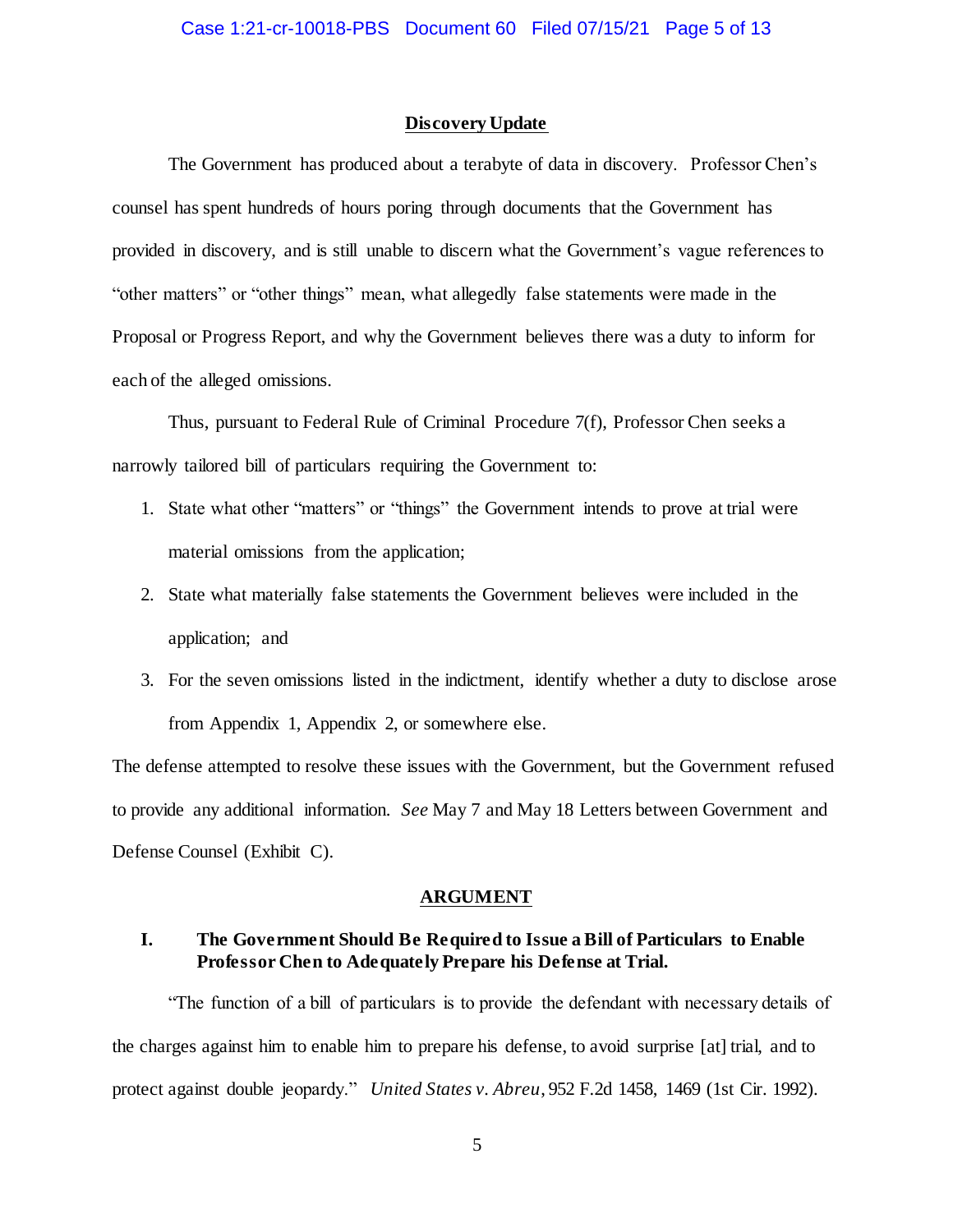## Discovery Update

The Government has produced about a terabyte of data in discovery. Professor Chen's counsel has spent hundreds of hours poring through documents that the Government has provided in discovery, and is still unable to discern what the Government's vague references to "other matters" or "other things" mean, what allegedly false statements were made in the Proposal or Progress Report, and why the Government believes there was a duty to inform for each of the alleged omissions.

Thus, pursuant to Federal Rule of Criminal Procedure 7(f), Professor Chen seeks a narrowly tailored bill of particulars requiring the Government to:

1. State what other "matters" or "things" the Government intends to prove at trial were material omissions from the application;
2. State what materially false statements the Government believes were included in the application; and
3. For the seven omissions listed in the indictment, identify whether a duty to disclose arose from Appendix 1, Appendix 2, or somewhere else.

The defense attempted to resolve these issues with the Government, but the Government refused to provide any additional information. *See* May 7 and May 18 Letters between Government and Defense Counsel (Exhibit C).

## ARGUMENT

### I. The Government Should Be Required to Issue a Bill of Particulars to Enable Professor Chen to Adequately Prepare his Defense at Trial.

"The function of a bill of particulars is to provide the defendant with necessary details of the charges against him to enable him to prepare his defense, to avoid surprise [at] trial, and to protect against double jeopardy." *United States v. Abreu*, 952 F.2d 1458, 1469 (1st Cir. 1992).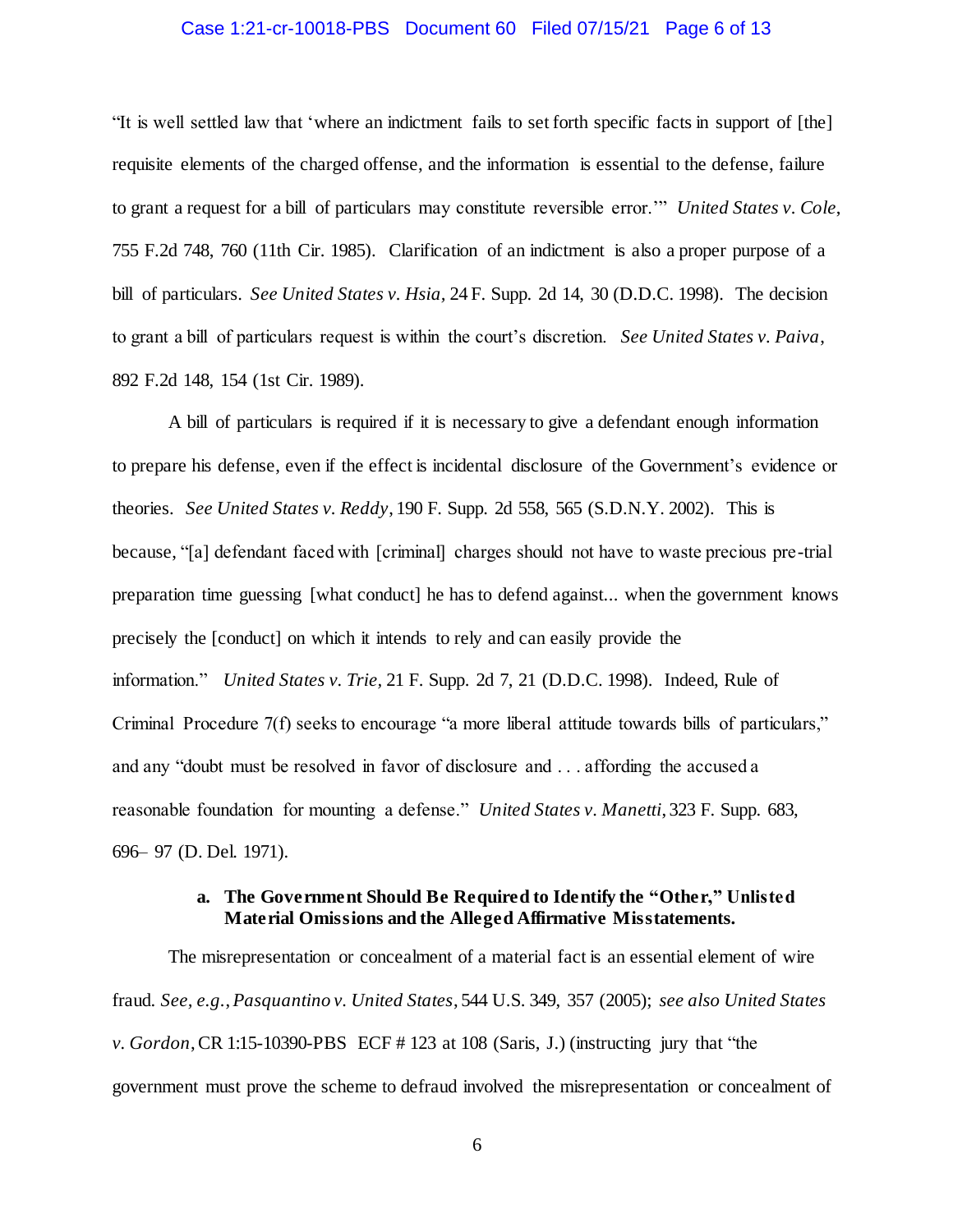"It is well settled law that 'where an indictment fails to set forth specific facts in support of [the] requisite elements of the charged offense, and the information is essential to the defense, failure to grant a request for a bill of particulars may constitute reversible error.'" *United States v. Cole*, 755 F.2d 748, 760 (11th Cir. 1985). Clarification of an indictment is also a proper purpose of a bill of particulars. *See United States v. Hsia*, 24 F. Supp. 2d 14, 30 (D.D.C. 1998). The decision to grant a bill of particulars request is within the court's discretion. *See United States v. Paiva*, 892 F.2d 148, 154 (1st Cir. 1989).

A bill of particulars is required if it is necessary to give a defendant enough information to prepare his defense, even if the effect is incidental disclosure of the Government's evidence or theories. *See United States v. Reddy*, 190 F. Supp. 2d 558, 565 (S.D.N.Y. 2002). This is because, "[a] defendant faced with [criminal] charges should not have to waste precious pre-trial preparation time guessing [what conduct] he has to defend against... when the government knows precisely the [conduct] on which it intends to rely and can easily provide the information." *United States v. Trie*, 21 F. Supp. 2d 7, 21 (D.D.C. 1998). Indeed, Rule of Criminal Procedure 7(f) seeks to encourage "a more liberal attitude towards bills of particulars," and any "doubt must be resolved in favor of disclosure and . . . affording the accused a reasonable foundation for mounting a defense." *United States v. Manetti*, 323 F. Supp. 683, 696– 97 (D. Del. 1971).

**a. The Government Should Be Required to Identify the "Other," Unlisted Material Omissions and the Alleged Affirmative Misstatements.**

The misrepresentation or concealment of a material fact is an essential element of wire fraud. *See, e.g., Pasquantino v. United States*, 544 U.S. 349, 357 (2005); *see also United States v. Gordon*, CR 1:15-10390-PBS ECF # 123 at 108 (Saris, J.) (instructing jury that "the government must prove the scheme to defraud involved the misrepresentation or concealment of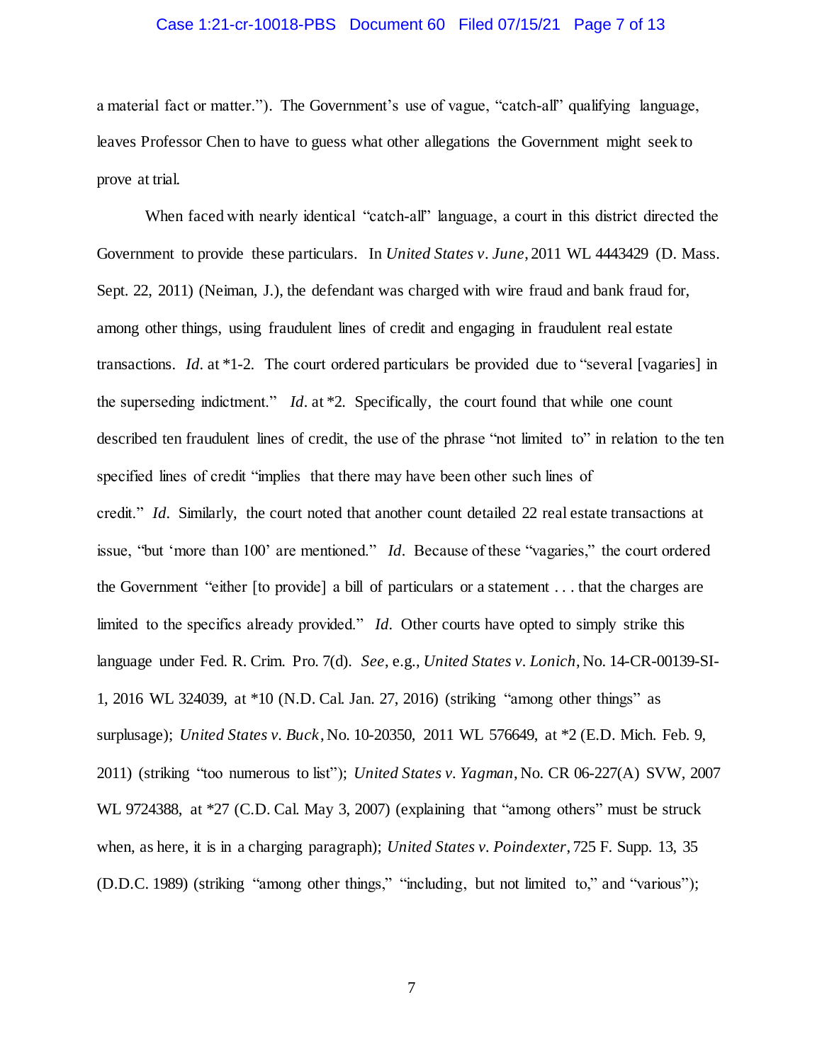a material fact or matter."). The Government's use of vague, "catch-all" qualifying language, leaves Professor Chen to have to guess what other allegations the Government might seek to prove at trial.

When faced with nearly identical "catch-all" language, a court in this district directed the Government to provide these particulars. In *United States v. June*, 2011 WL 4443429 (D. Mass. Sept. 22, 2011) (Neiman, J.), the defendant was charged with wire fraud and bank fraud for, among other things, using fraudulent lines of credit and engaging in fraudulent real estate transactions. *Id.* at *1-2. The court ordered particulars be provided due to "several [vagaries] in the superseding indictment." *Id.* at *2. Specifically, the court found that while one count described ten fraudulent lines of credit, the use of the phrase "not limited to" in relation to the ten specified lines of credit "implies that there may have been other such lines of credit." *Id.* Similarly, the court noted that another count detailed 22 real estate transactions at issue, "but 'more than 100' are mentioned." *Id.* Because of these "vagaries," the court ordered the Government "either [to provide] a bill of particulars or a statement . . . that the charges are limited to the specifics already provided." *Id.* Other courts have opted to simply strike this language under Fed. R. Crim. Pro. 7(d). *See*, e.g., *United States v. Lonich*, No. 14-CR-00139-SI-1, 2016 WL 324039, at *10 (N.D. Cal. Jan. 27, 2016) (striking "among other things" as surplusage); *United States v. Buck*, No. 10-20350, 2011 WL 576649, at *2 (E.D. Mich. Feb. 9, 2011) (striking "too numerous to list"); *United States v. Yagman*, No. CR 06-227(A) SVW, 2007 WL 9724388, at *27 (C.D. Cal. May 3, 2007) (explaining that "among others" must be struck when, as here, it is in a charging paragraph); *United States v. Poindexter*, 725 F. Supp. 13, 35 (D.D.C. 1989) (striking "among other things," "including, but not limited to," and "various");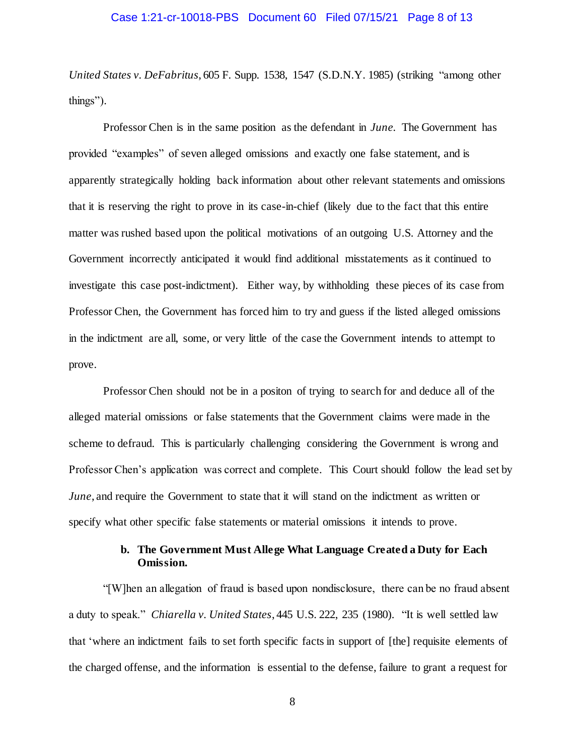*United States v. DeFabritus*, 605 F. Supp. 1538, 1547 (S.D.N.Y. 1985) (striking "among other things").

Professor Chen is in the same position as the defendant in *June*. The Government has provided "examples" of seven alleged omissions and exactly one false statement, and is apparently strategically holding back information about other relevant statements and omissions that it is reserving the right to prove in its case-in-chief (likely due to the fact that this entire matter was rushed based upon the political motivations of an outgoing U.S. Attorney and the Government incorrectly anticipated it would find additional misstatements as it continued to investigate this case post-indictment). Either way, by withholding these pieces of its case from Professor Chen, the Government has forced him to try and guess if the listed alleged omissions in the indictment are all, some, or very little of the case the Government intends to attempt to prove.

Professor Chen should not be in a positon of trying to search for and deduce all of the alleged material omissions or false statements that the Government claims were made in the scheme to defraud. This is particularly challenging considering the Government is wrong and Professor Chen's application was correct and complete. This Court should follow the lead set by *June*, and require the Government to state that it will stand on the indictment as written or specify what other specific false statements or material omissions it intends to prove.

**b. The Government Must Allege What Language Created a Duty for Each Omission.**

"[W]hen an allegation of fraud is based upon nondisclosure, there can be no fraud absent a duty to speak." *Chiarella v. United States*, 445 U.S. 222, 235 (1980). "It is well settled law that 'where an indictment fails to set forth specific facts in support of [the] requisite elements of the charged offense, and the information is essential to the defense, failure to grant a request for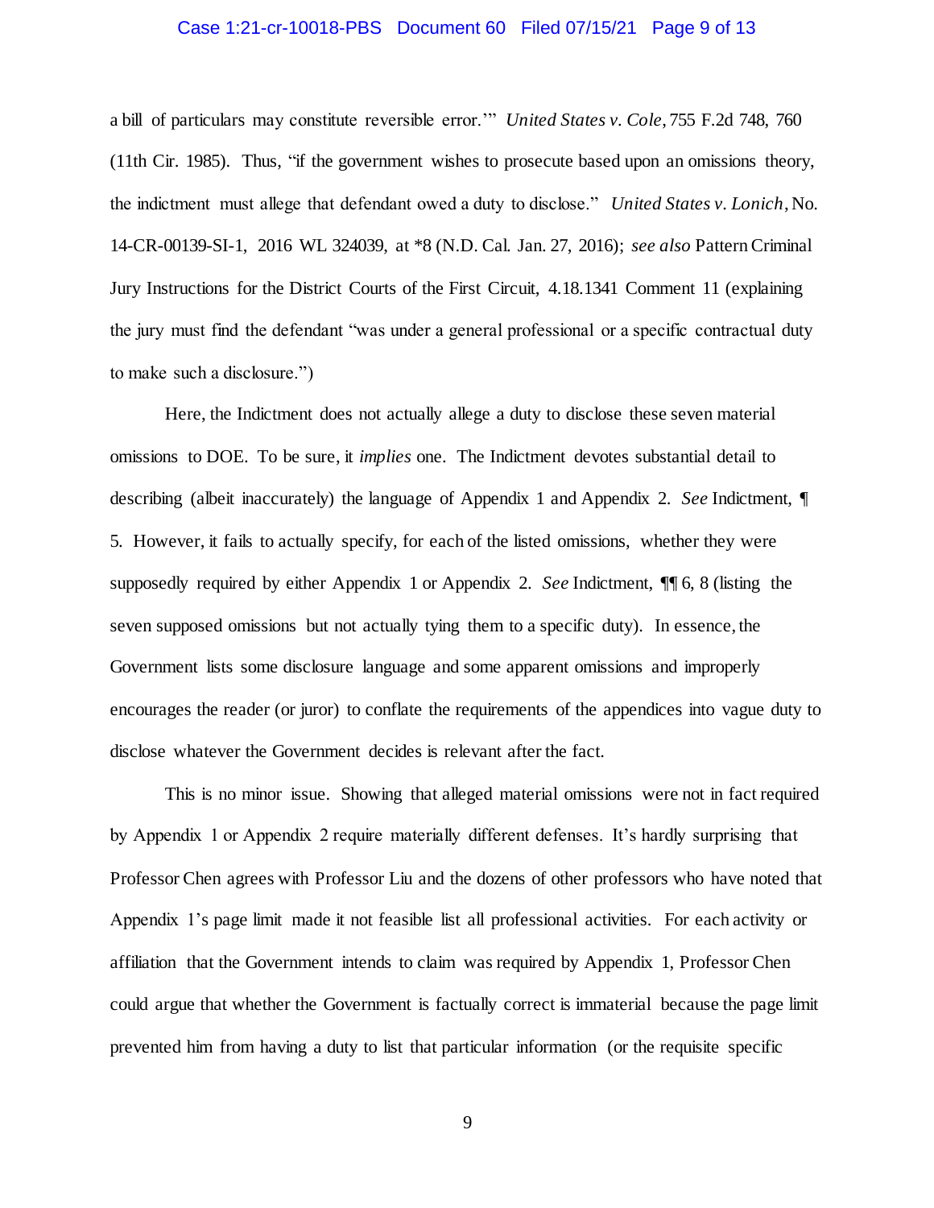a bill of particulars may constitute reversible error.'" *United States v. Cole*, 755 F.2d 748, 760 (11th Cir. 1985). Thus, "if the government wishes to prosecute based upon an omissions theory, the indictment must allege that defendant owed a duty to disclose." *United States v. Lonich*, No. 14-CR-00139-SI-1, 2016 WL 324039, at *8 (N.D. Cal. Jan. 27, 2016); *see also* Pattern Criminal Jury Instructions for the District Courts of the First Circuit, 4.18.1341 Comment 11 (explaining the jury must find the defendant "was under a general professional or a specific contractual duty to make such a disclosure.")

Here, the Indictment does not actually allege a duty to disclose these seven material omissions to DOE. To be sure, it *implies* one. The Indictment devotes substantial detail to describing (albeit inaccurately) the language of Appendix 1 and Appendix 2. *See* Indictment, ¶ 5. However, it fails to actually specify, for each of the listed omissions, whether they were supposedly required by either Appendix 1 or Appendix 2. *See* Indictment, ¶¶ 6, 8 (listing the seven supposed omissions but not actually tying them to a specific duty). In essence, the Government lists some disclosure language and some apparent omissions and improperly encourages the reader (or juror) to conflate the requirements of the appendices into vague duty to disclose whatever the Government decides is relevant after the fact.

This is no minor issue. Showing that alleged material omissions were not in fact required by Appendix 1 or Appendix 2 require materially different defenses. It's hardly surprising that Professor Chen agrees with Professor Liu and the dozens of other professors who have noted that Appendix 1's page limit made it not feasible list all professional activities. For each activity or affiliation that the Government intends to claim was required by Appendix 1, Professor Chen could argue that whether the Government is factually correct is immaterial because the page limit prevented him from having a duty to list that particular information (or the requisite specific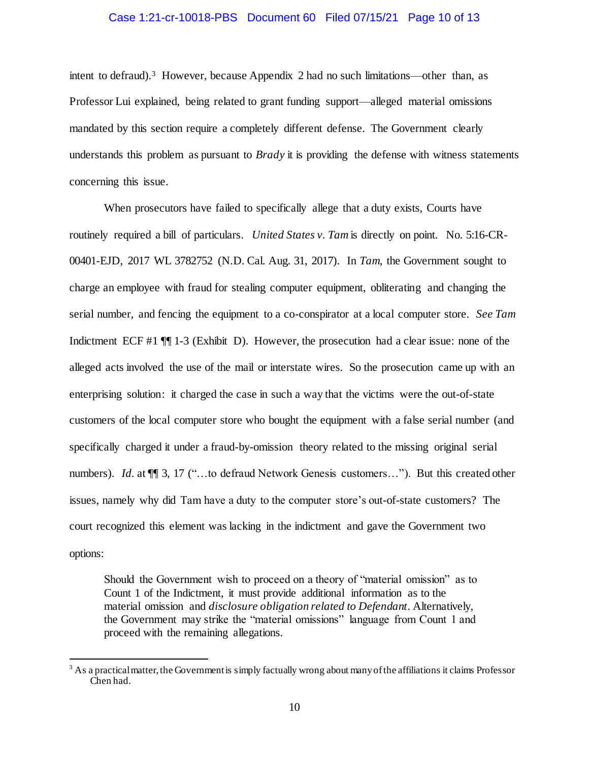intent to defraud).[3] However, because Appendix 2 had no such limitations—other than, as Professor Lui explained, being related to grant funding support—alleged material omissions mandated by this section require a completely different defense. The Government clearly understands this problem as pursuant to *Brady* it is providing the defense with witness statements concerning this issue.

When prosecutors have failed to specifically allege that a duty exists, Courts have routinely required a bill of particulars. *United States v. Tam* is directly on point. No. 5:16-CR-00401-EJD, 2017 WL 3782752 (N.D. Cal. Aug. 31, 2017). In *Tam*, the Government sought to charge an employee with fraud for stealing computer equipment, obliterating and changing the serial number, and fencing the equipment to a co-conspirator at a local computer store. *See Tam* Indictment ECF #1 ¶¶ 1-3 (Exhibit D). However, the prosecution had a clear issue: none of the alleged acts involved the use of the mail or interstate wires. So the prosecution came up with an enterprising solution: it charged the case in such a way that the victims were the out-of-state customers of the local computer store who bought the equipment with a false serial number (and specifically charged it under a fraud-by-omission theory related to the missing original serial numbers). *Id.* at ¶¶ 3, 17 ("…to defraud Network Genesis customers…"). But this created other issues, namely why did Tam have a duty to the computer store's out-of-state customers? The court recognized this element was lacking in the indictment and gave the Government two options:

> Should the Government wish to proceed on a theory of "material omission" as to Count 1 of the Indictment, it must provide additional information as to the material omission and *disclosure obligation related to Defendant*. Alternatively, the Government may strike the "material omissions" language from Count 1 and proceed with the remaining allegations.

---

[3] As a practical matter, the Government is simply factually wrong about many of the affiliations it claims Professor Chen had.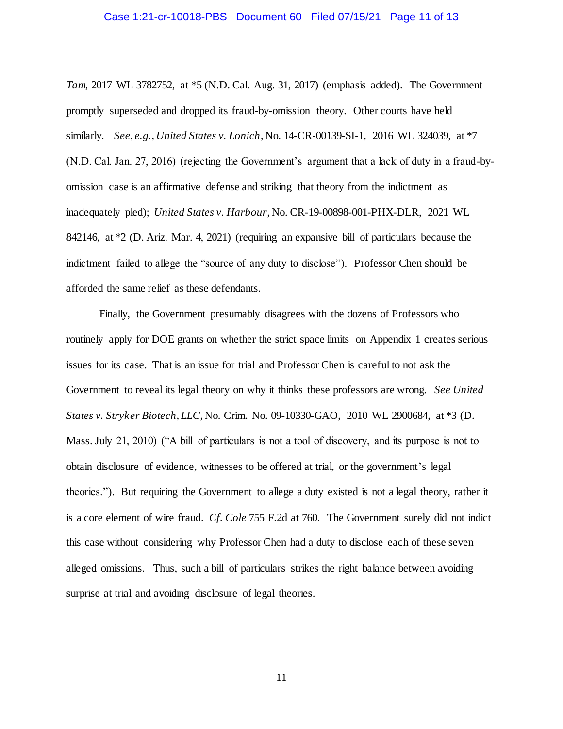*Tam*, 2017 WL 3782752, at *5 (N.D. Cal. Aug. 31, 2017) (emphasis added). The Government promptly superseded and dropped its fraud-by-omission theory. Other courts have held similarly. *See*, *e.g.*, *United States v. Lonich*, No. 14-CR-00139-SI-1, 2016 WL 324039, at *7 (N.D. Cal. Jan. 27, 2016) (rejecting the Government's argument that a lack of duty in a fraud-by-omission case is an affirmative defense and striking that theory from the indictment as inadequately pled); *United States v. Harbour*, No. CR-19-00898-001-PHX-DLR, 2021 WL 842146, at *2 (D. Ariz. Mar. 4, 2021) (requiring an expansive bill of particulars because the indictment failed to allege the "source of any duty to disclose"). Professor Chen should be afforded the same relief as these defendants.

Finally, the Government presumably disagrees with the dozens of Professors who routinely apply for DOE grants on whether the strict space limits on Appendix 1 creates serious issues for its case. That is an issue for trial and Professor Chen is careful to not ask the Government to reveal its legal theory on why it thinks these professors are wrong. *See United States v. Stryker Biotech*, *LLC*, No. Crim. No. 09-10330-GAO, 2010 WL 2900684, at *3 (D. Mass. July 21, 2010) ("A bill of particulars is not a tool of discovery, and its purpose is not to obtain disclosure of evidence, witnesses to be offered at trial, or the government's legal theories."). But requiring the Government to allege a duty existed is not a legal theory, rather it is a core element of wire fraud. *Cf*. *Cole* 755 F.2d at 760. The Government surely did not indict this case without considering why Professor Chen had a duty to disclose each of these seven alleged omissions. Thus, such a bill of particulars strikes the right balance between avoiding surprise at trial and avoiding disclosure of legal theories.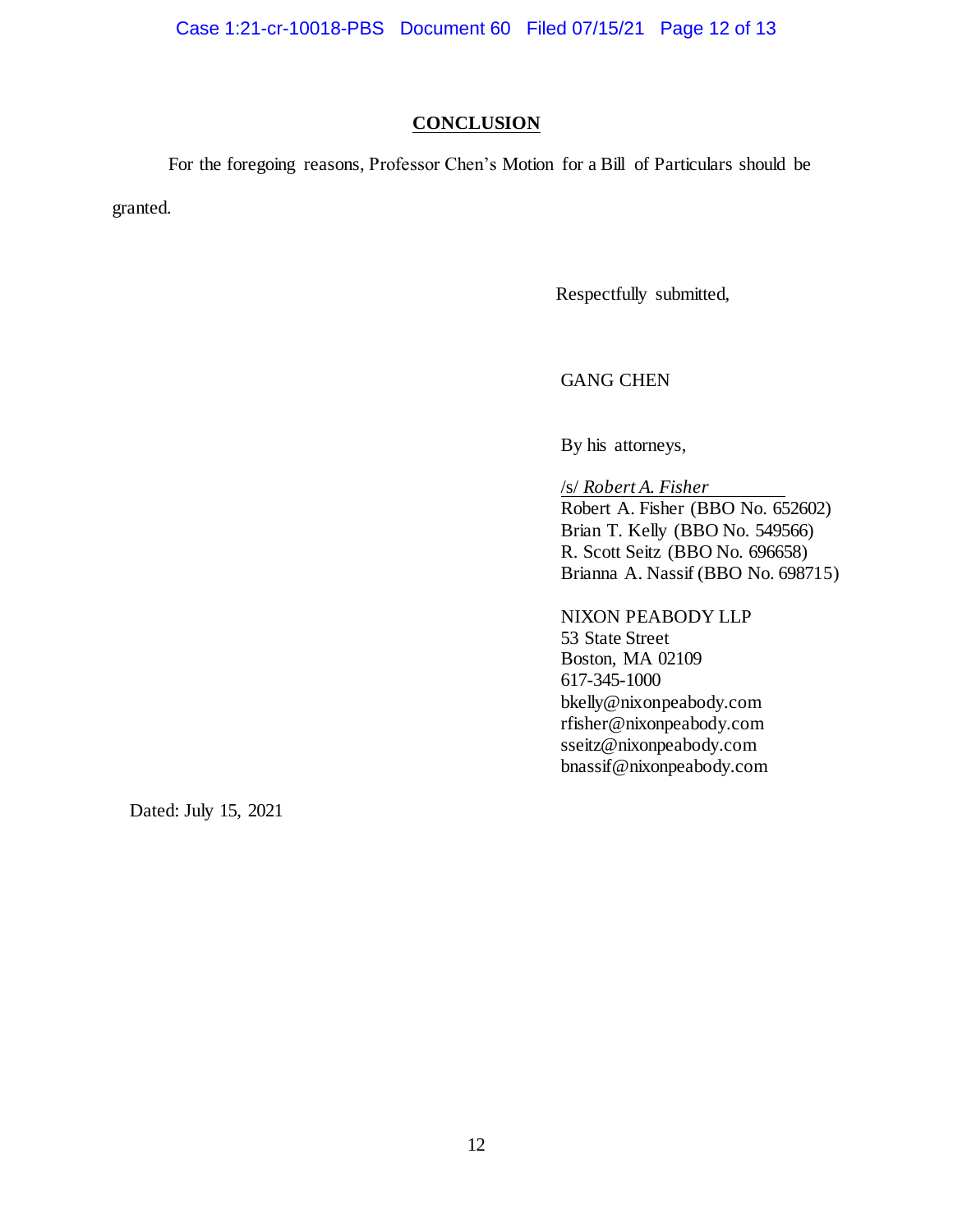## CONCLUSION

For the foregoing reasons, Professor Chen's Motion for a Bill of Particulars should be granted.

Respectfully submitted,

GANG CHEN

By his attorneys,

/s/ *Robert A. Fisher*
Robert A. Fisher (BBO No. 652602)
Brian T. Kelly (BBO No. 549566)
R. Scott Seitz (BBO No. 696658)
Brianna A. Nassif (BBO No. 698715)

NIXON PEABODY LLP
53 State Street
Boston, MA 02109
617-345-1000
bkelly@nixonpeabody.com
rfisher@nixonpeabody.com
sseitz@nixonpeabody.com
bnassif@nixonpeabody.com

Dated: July 15, 2021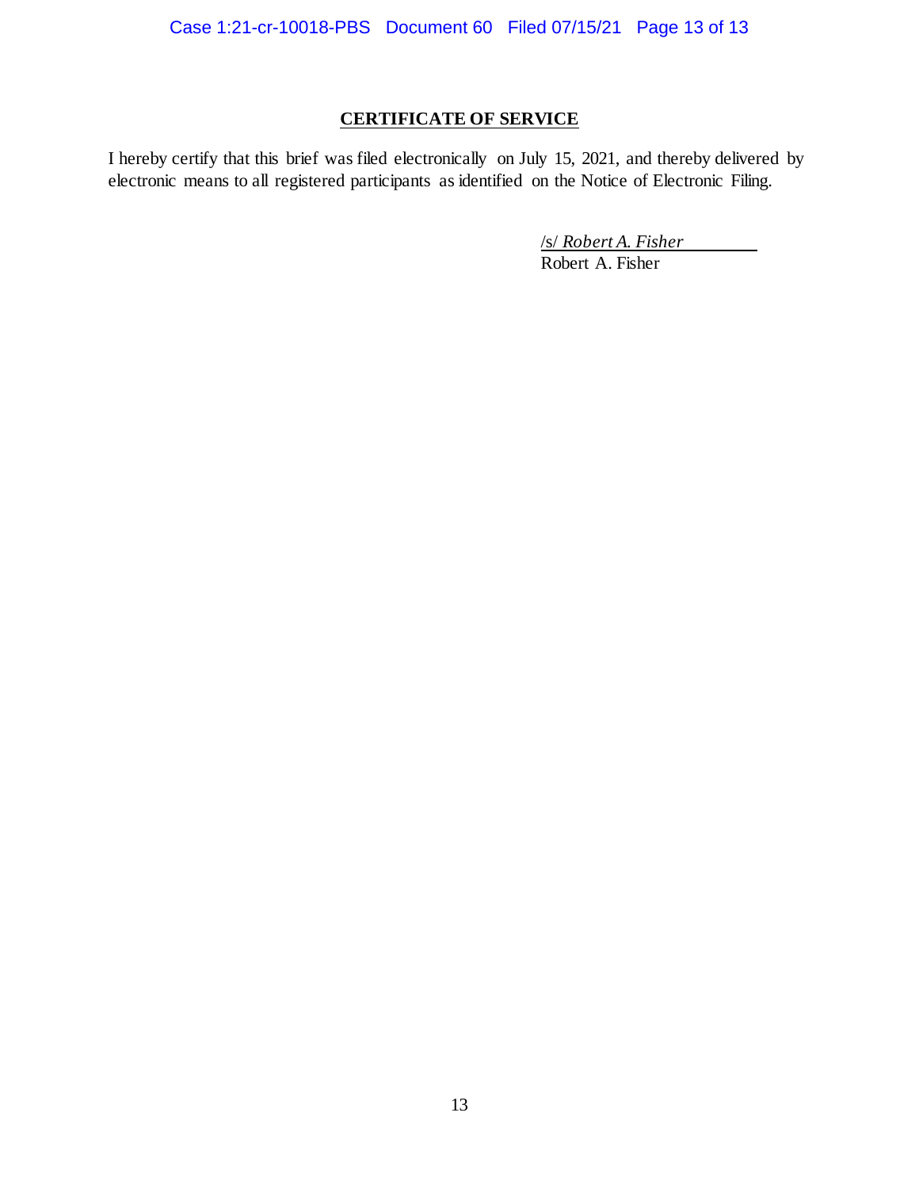**CERTIFICATE OF SERVICE**

I hereby certify that this brief was filed electronically on July 15, 2021, and thereby delivered by electronic means to all registered participants as identified on the Notice of Electronic Filing.

/s/ *Robert A. Fisher*
Robert A. Fisher